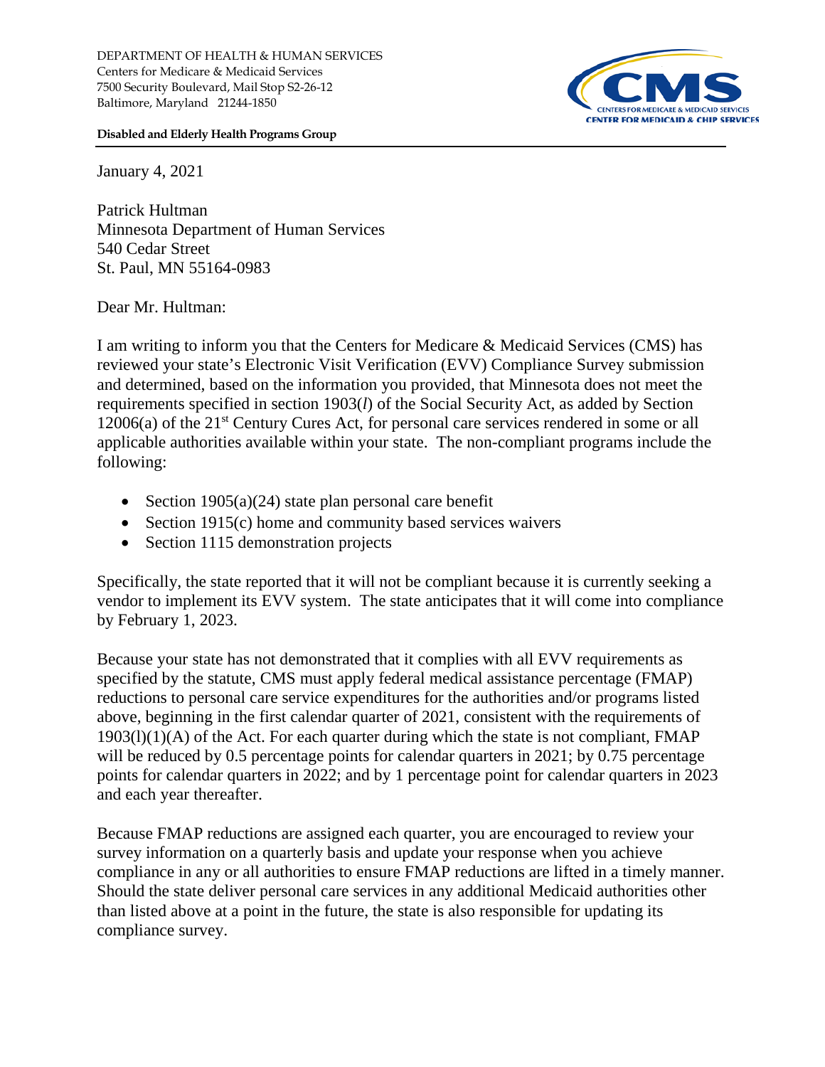DEPARTMENT OF HEALTH & HUMAN SERVICES
Centers for Medicare & Medicaid Services
7500 Security Boulevard, Mail Stop S2-26-12
Baltimore, Maryland 21244-1850

**Disabled and Elderly Health Programs Group**

January 4, 2021

Patrick Hultman
Minnesota Department of Human Services
540 Cedar Street
St. Paul, MN 55164-0983

Dear Mr. Hultman:

I am writing to inform you that the Centers for Medicare & Medicaid Services (CMS) has reviewed your state's Electronic Visit Verification (EVV) Compliance Survey submission and determined, based on the information you provided, that Minnesota does not meet the requirements specified in section 1903(*l*) of the Social Security Act, as added by Section 12006(a) of the 21st Century Cures Act, for personal care services rendered in some or all applicable authorities available within your state. The non-compliant programs include the following:

- Section 1905(a)(24) state plan personal care benefit
- Section 1915(c) home and community based services waivers
- Section 1115 demonstration projects

Specifically, the state reported that it will not be compliant because it is currently seeking a vendor to implement its EVV system. The state anticipates that it will come into compliance by February 1, 2023.

Because your state has not demonstrated that it complies with all EVV requirements as specified by the statute, CMS must apply federal medical assistance percentage (FMAP) reductions to personal care service expenditures for the authorities and/or programs listed above, beginning in the first calendar quarter of 2021, consistent with the requirements of 1903(l)(1)(A) of the Act. For each quarter during which the state is not compliant, FMAP will be reduced by 0.5 percentage points for calendar quarters in 2021; by 0.75 percentage points for calendar quarters in 2022; and by 1 percentage point for calendar quarters in 2023 and each year thereafter.

Because FMAP reductions are assigned each quarter, you are encouraged to review your survey information on a quarterly basis and update your response when you achieve compliance in any or all authorities to ensure FMAP reductions are lifted in a timely manner. Should the state deliver personal care services in any additional Medicaid authorities other than listed above at a point in the future, the state is also responsible for updating its compliance survey.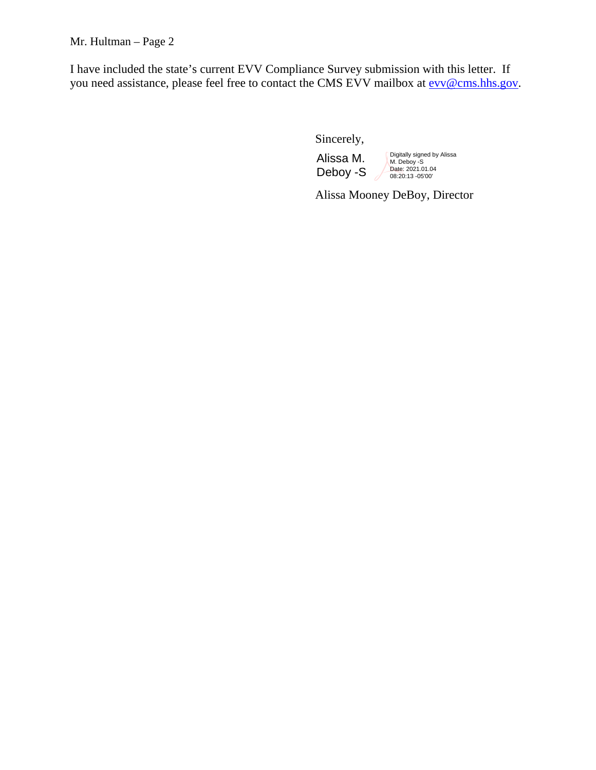I have included the state's current EVV Compliance Survey submission with this letter. If you need assistance, please feel free to contact the CMS EVV mailbox at evv@cms.hhs.gov.

Sincerely,

Alissa M. Deboy -S

Digitally signed by Alissa M. Deboy -S
Date: 2021.01.04 08:20:13 -05'00'

Alissa Mooney DeBoy, Director